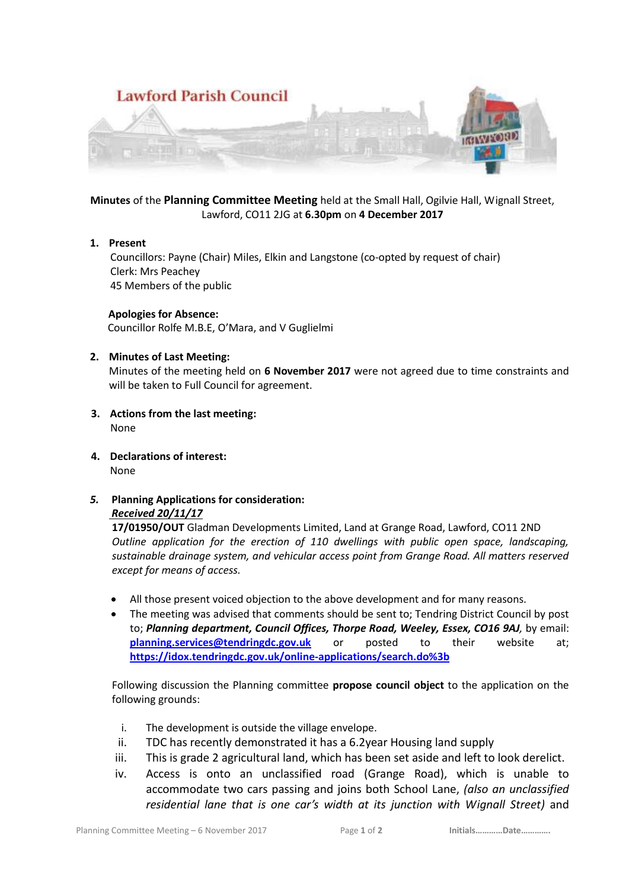# Lawford Parish Council

**Minutes** of the **Planning Committee Meeting** held at the Small Hall, Ogilvie Hall, Wignall Street, Lawford, CO11 2JG at **6.30pm** on **4 December 2017**

1. **Present**
   Councillors: Payne (Chair) Miles, Elkin and Langstone (co-opted by request of chair)
   Clerk: Mrs Peachey
   45 Members of the public

   **Apologies for Absence:**
   Councillor Rolfe M.B.E, O'Mara, and V Guglielmi

2. **Minutes of Last Meeting:**
   Minutes of the meeting held on **6 November 2017** were not agreed due to time constraints and will be taken to Full Council for agreement.

3. **Actions from the last meeting:**
   None

4. **Declarations of interest:**
   None

5. ***Planning Applications for consideration:***
   ***<u>Received 20/11/17</u>***
   **17/01950/OUT** Gladman Developments Limited, Land at Grange Road, Lawford, CO11 2ND
   *Outline application for the erection of 110 dwellings with public open space, landscaping, sustainable drainage system, and vehicular access point from Grange Road. All matters reserved except for means of access.*

   - All those present voiced objection to the above development and for many reasons.
   - The meeting was advised that comments should be sent to; Tendring District Council by post to; ***Planning department, Council Offices, Thorpe Road, Weeley, Essex, CO16 9AJ,*** by email: **planning.services@tendringdc.gov.uk** or posted to their website at; **https://idox.tendringdc.gov.uk/online-applications/search.do%3b**

   Following discussion the Planning committee **propose council object** to the application on the following grounds:

   i. The development is outside the village envelope.
   ii. TDC has recently demonstrated it has a 6.2year Housing land supply
   iii. This is grade 2 agricultural land, which has been set aside and left to look derelict.
   iv. Access is onto an unclassified road (Grange Road), which is unable to accommodate two cars passing and joins both School Lane, *(also an unclassified residential lane that is one car's width at its junction with Wignall Street)* and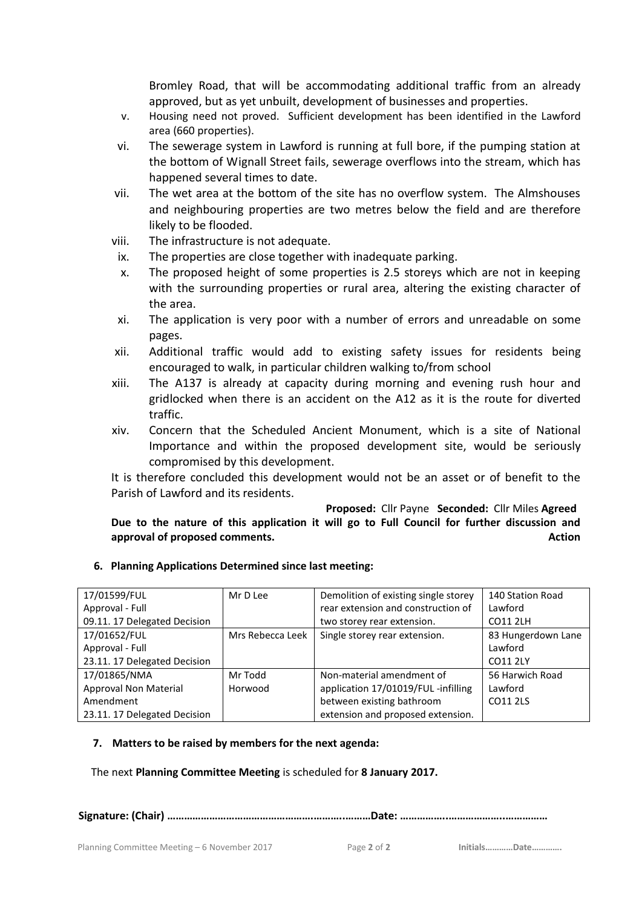Bromley Road, that will be accommodating additional traffic from an already approved, but as yet unbuilt, development of businesses and properties.

v. Housing need not proved. Sufficient development has been identified in the Lawford area (660 properties).

vi. The sewerage system in Lawford is running at full bore, if the pumping station at the bottom of Wignall Street fails, sewerage overflows into the stream, which has happened several times to date.

vii. The wet area at the bottom of the site has no overflow system. The Almshouses and neighbouring properties are two metres below the field and are therefore likely to be flooded.

viii. The infrastructure is not adequate.

ix. The properties are close together with inadequate parking.

x. The proposed height of some properties is 2.5 storeys which are not in keeping with the surrounding properties or rural area, altering the existing character of the area.

xi. The application is very poor with a number of errors and unreadable on some pages.

xii. Additional traffic would add to existing safety issues for residents being encouraged to walk, in particular children walking to/from school

xiii. The A137 is already at capacity during morning and evening rush hour and gridlocked when there is an accident on the A12 as it is the route for diverted traffic.

xiv. Concern that the Scheduled Ancient Monument, which is a site of National Importance and within the proposed development site, would be seriously compromised by this development.

It is therefore concluded this development would not be an asset or of benefit to the Parish of Lawford and its residents.

**Proposed:** Cllr Payne **Seconded:** Cllr Miles **Agreed**

**Due to the nature of this application it will go to Full Council for further discussion and approval of proposed comments.** **Action**

## 6. Planning Applications Determined since last meeting:

| | | | |
|---|---|---|---|
| 17/01599/FUL<br>Approval - Full<br>09.11. 17 Delegated Decision | Mr D Lee | Demolition of existing single storey rear extension and construction of two storey rear extension. | 140 Station Road<br>Lawford<br>CO11 2LH |
| 17/01652/FUL<br>Approval - Full<br>23.11. 17 Delegated Decision | Mrs Rebecca Leek | Single storey rear extension. | 83 Hungerdown Lane<br>Lawford<br>CO11 2LY |
| 17/01865/NMA<br>Approval Non Material Amendment<br>23.11. 17 Delegated Decision | Mr Todd Horwood | Non-material amendment of application 17/01019/FUL -infilling between existing bathroom extension and proposed extension. | 56 Harwich Road<br>Lawford<br>CO11 2LS |

## 7. Matters to be raised by members for the next agenda:

The next **Planning Committee Meeting** is scheduled for **8 January 2017.**

**Signature: (Chair) ……………………………………………………………Date: ……………………………………………**